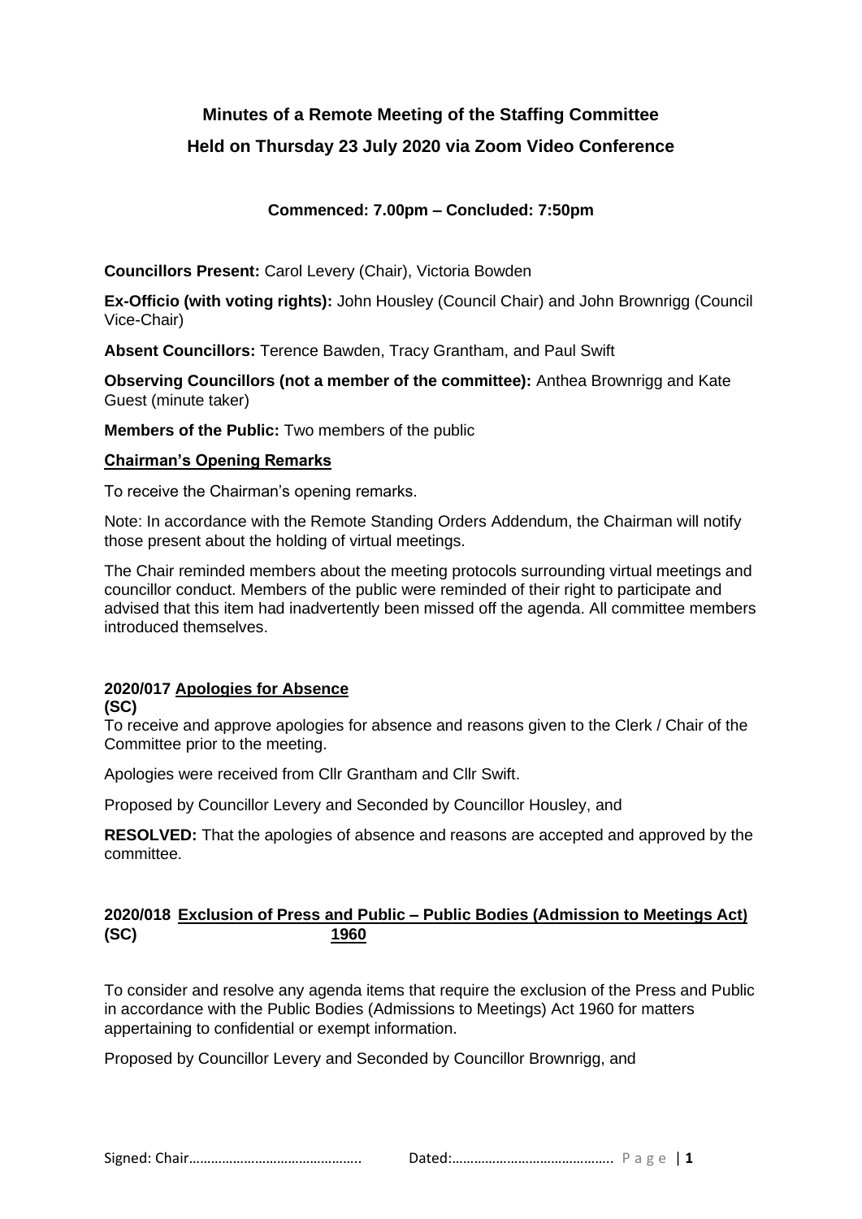# Minutes of a Remote Meeting of the Staffing Committee

## Held on Thursday 23 July 2020 via Zoom Video Conference

**Commenced: 7.00pm – Concluded: 7:50pm**

**Councillors Present:** Carol Levery (Chair), Victoria Bowden

**Ex-Officio (with voting rights):** John Housley (Council Chair) and John Brownrigg (Council Vice-Chair)

**Absent Councillors:** Terence Bawden, Tracy Grantham, and Paul Swift

**Observing Councillors (not a member of the committee):** Anthea Brownrigg and Kate Guest (minute taker)

**Members of the Public:** Two members of the public

### Chairman's Opening Remarks

To receive the Chairman's opening remarks.

Note: In accordance with the Remote Standing Orders Addendum, the Chairman will notify those present about the holding of virtual meetings.

The Chair reminded members about the meeting protocols surrounding virtual meetings and councillor conduct. Members of the public were reminded of their right to participate and advised that this item had inadvertently been missed off the agenda. All committee members introduced themselves.

### 2020/017 (SC) Apologies for Absence

To receive and approve apologies for absence and reasons given to the Clerk / Chair of the Committee prior to the meeting.

Apologies were received from Cllr Grantham and Cllr Swift.

Proposed by Councillor Levery and Seconded by Councillor Housley, and

**RESOLVED:** That the apologies of absence and reasons are accepted and approved by the committee.

### 2020/018 (SC) Exclusion of Press and Public – Public Bodies (Admission to Meetings Act) 1960

To consider and resolve any agenda items that require the exclusion of the Press and Public in accordance with the Public Bodies (Admissions to Meetings) Act 1960 for matters appertaining to confidential or exempt information.

Proposed by Councillor Levery and Seconded by Councillor Brownrigg, and

Signed: Chair……………………………………….. Dated:……………………………………..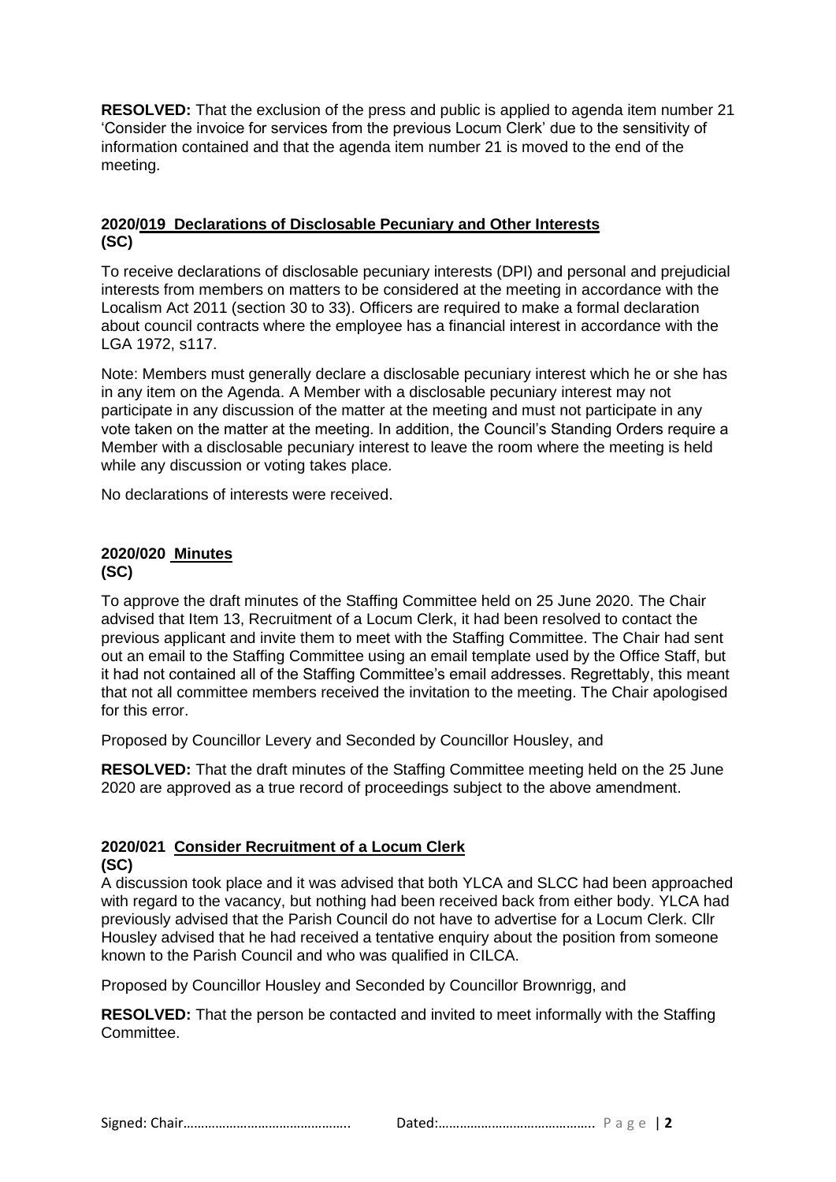**RESOLVED:** That the exclusion of the press and public is applied to agenda item number 21 'Consider the invoice for services from the previous Locum Clerk' due to the sensitivity of information contained and that the agenda item number 21 is moved to the end of the meeting.

**2020/019 Declarations of Disclosable Pecuniary and Other Interests (SC)**

To receive declarations of disclosable pecuniary interests (DPI) and personal and prejudicial interests from members on matters to be considered at the meeting in accordance with the Localism Act 2011 (section 30 to 33). Officers are required to make a formal declaration about council contracts where the employee has a financial interest in accordance with the LGA 1972, s117.

Note: Members must generally declare a disclosable pecuniary interest which he or she has in any item on the Agenda. A Member with a disclosable pecuniary interest may not participate in any discussion of the matter at the meeting and must not participate in any vote taken on the matter at the meeting. In addition, the Council's Standing Orders require a Member with a disclosable pecuniary interest to leave the room where the meeting is held while any discussion or voting takes place.

No declarations of interests were received.

**2020/020 Minutes (SC)**

To approve the draft minutes of the Staffing Committee held on 25 June 2020. The Chair advised that Item 13, Recruitment of a Locum Clerk, it had been resolved to contact the previous applicant and invite them to meet with the Staffing Committee. The Chair had sent out an email to the Staffing Committee using an email template used by the Office Staff, but it had not contained all of the Staffing Committee's email addresses. Regrettably, this meant that not all committee members received the invitation to the meeting. The Chair apologised for this error.

Proposed by Councillor Levery and Seconded by Councillor Housley, and

**RESOLVED:** That the draft minutes of the Staffing Committee meeting held on the 25 June 2020 are approved as a true record of proceedings subject to the above amendment.

**2020/021 Consider Recruitment of a Locum Clerk (SC)**

A discussion took place and it was advised that both YLCA and SLCC had been approached with regard to the vacancy, but nothing had been received back from either body. YLCA had previously advised that the Parish Council do not have to advertise for a Locum Clerk. Cllr Housley advised that he had received a tentative enquiry about the position from someone known to the Parish Council and who was qualified in CILCA.

Proposed by Councillor Housley and Seconded by Councillor Brownrigg, and

**RESOLVED:** That the person be contacted and invited to meet informally with the Staffing Committee.

Signed: Chair……………………………………….. Dated:……………………………………..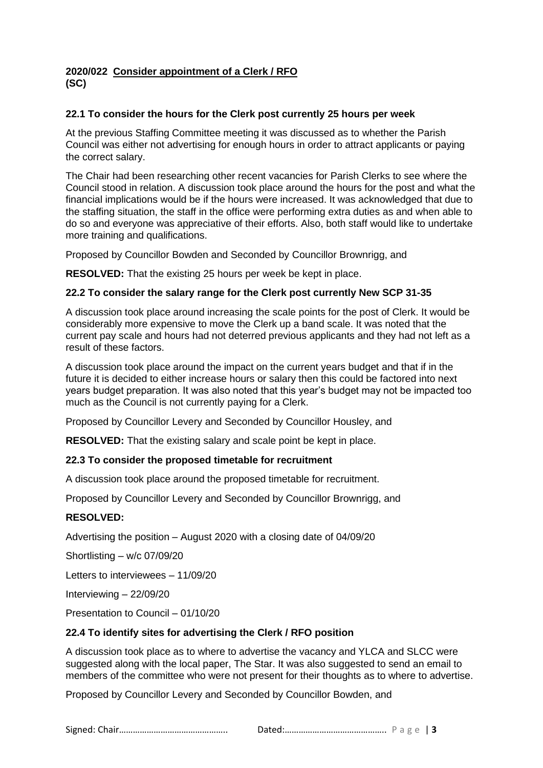**2020/022 Consider appointment of a Clerk / RFO**
**(SC)**

**22.1 To consider the hours for the Clerk post currently 25 hours per week**

At the previous Staffing Committee meeting it was discussed as to whether the Parish Council was either not advertising for enough hours in order to attract applicants or paying the correct salary.

The Chair had been researching other recent vacancies for Parish Clerks to see where the Council stood in relation. A discussion took place around the hours for the post and what the financial implications would be if the hours were increased. It was acknowledged that due to the staffing situation, the staff in the office were performing extra duties as and when able to do so and everyone was appreciative of their efforts. Also, both staff would like to undertake more training and qualifications.

Proposed by Councillor Bowden and Seconded by Councillor Brownrigg, and

**RESOLVED:** That the existing 25 hours per week be kept in place.

**22.2 To consider the salary range for the Clerk post currently New SCP 31-35**

A discussion took place around increasing the scale points for the post of Clerk. It would be considerably more expensive to move the Clerk up a band scale. It was noted that the current pay scale and hours had not deterred previous applicants and they had not left as a result of these factors.

A discussion took place around the impact on the current years budget and that if in the future it is decided to either increase hours or salary then this could be factored into next years budget preparation. It was also noted that this year's budget may not be impacted too much as the Council is not currently paying for a Clerk.

Proposed by Councillor Levery and Seconded by Councillor Housley, and

**RESOLVED:** That the existing salary and scale point be kept in place.

**22.3 To consider the proposed timetable for recruitment**

A discussion took place around the proposed timetable for recruitment.

Proposed by Councillor Levery and Seconded by Councillor Brownrigg, and

**RESOLVED:**

Advertising the position – August 2020 with a closing date of 04/09/20

Shortlisting – w/c 07/09/20

Letters to interviewees – 11/09/20

Interviewing – 22/09/20

Presentation to Council – 01/10/20

**22.4 To identify sites for advertising the Clerk / RFO position**

A discussion took place as to where to advertise the vacancy and YLCA and SLCC were suggested along with the local paper, The Star. It was also suggested to send an email to members of the committee who were not present for their thoughts as to where to advertise.

Proposed by Councillor Levery and Seconded by Councillor Bowden, and

Signed: Chair……………………………………….. Dated:……………………………………..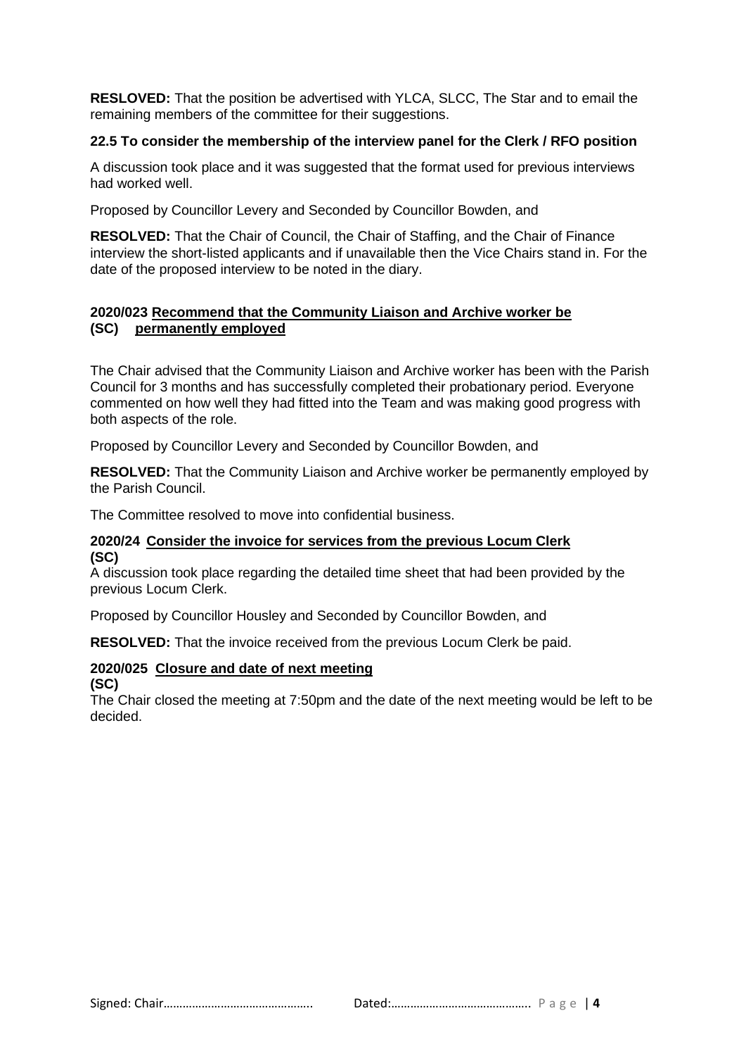**RESLOVED:** That the position be advertised with YLCA, SLCC, The Star and to email the remaining members of the committee for their suggestions.

**22.5 To consider the membership of the interview panel for the Clerk / RFO position**

A discussion took place and it was suggested that the format used for previous interviews had worked well.

Proposed by Councillor Levery and Seconded by Councillor Bowden, and

**RESOLVED:** That the Chair of Council, the Chair of Staffing, and the Chair of Finance interview the short-listed applicants and if unavailable then the Vice Chairs stand in. For the date of the proposed interview to be noted in the diary.

**2020/023 Recommend that the Community Liaison and Archive worker be (SC) permanently employed**

The Chair advised that the Community Liaison and Archive worker has been with the Parish Council for 3 months and has successfully completed their probationary period. Everyone commented on how well they had fitted into the Team and was making good progress with both aspects of the role.

Proposed by Councillor Levery and Seconded by Councillor Bowden, and

**RESOLVED:** That the Community Liaison and Archive worker be permanently employed by the Parish Council.

The Committee resolved to move into confidential business.

**2020/24 Consider the invoice for services from the previous Locum Clerk (SC)**

A discussion took place regarding the detailed time sheet that had been provided by the previous Locum Clerk.

Proposed by Councillor Housley and Seconded by Councillor Bowden, and

**RESOLVED:** That the invoice received from the previous Locum Clerk be paid.

**2020/025 Closure and date of next meeting (SC)**

The Chair closed the meeting at 7:50pm and the date of the next meeting would be left to be decided.

Signed: Chair……………………………………….. Dated:……………………………………..